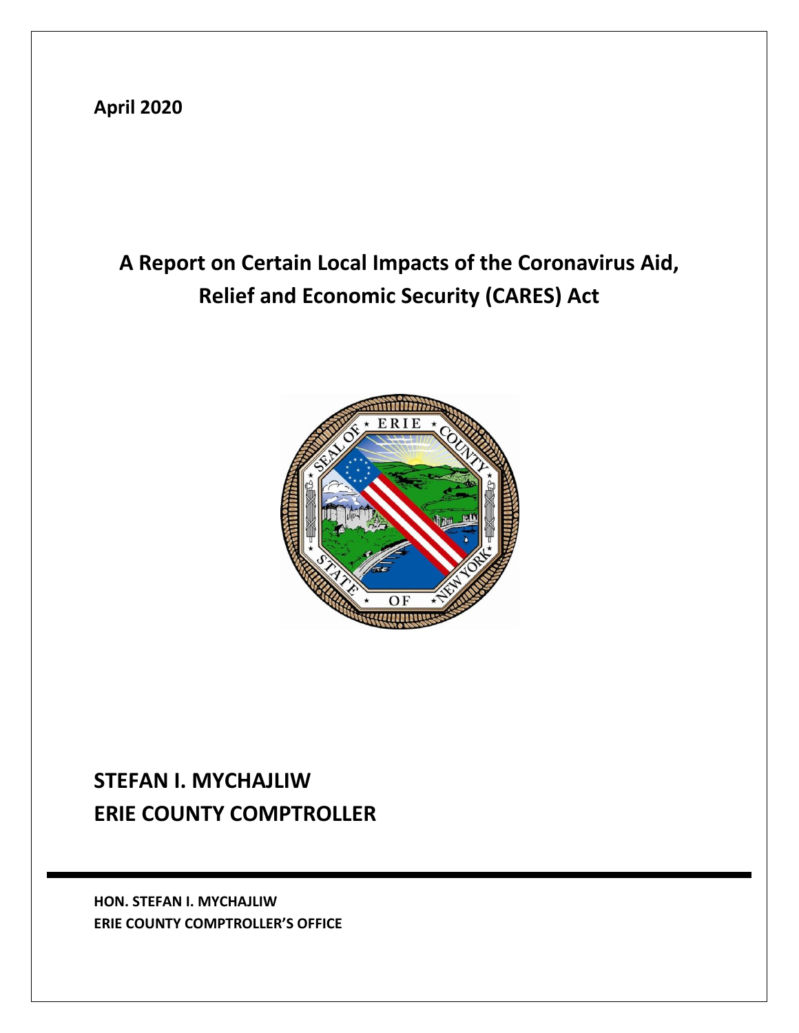**April 2020**

# A Report on Certain Local Impacts of the Coronavirus Aid, Relief and Economic Security (CARES) Act

## STEFAN I. MYCHAJLIW
## ERIE COUNTY COMPTROLLER

**HON. STEFAN I. MYCHAJLIW**
**ERIE COUNTY COMPTROLLER'S OFFICE**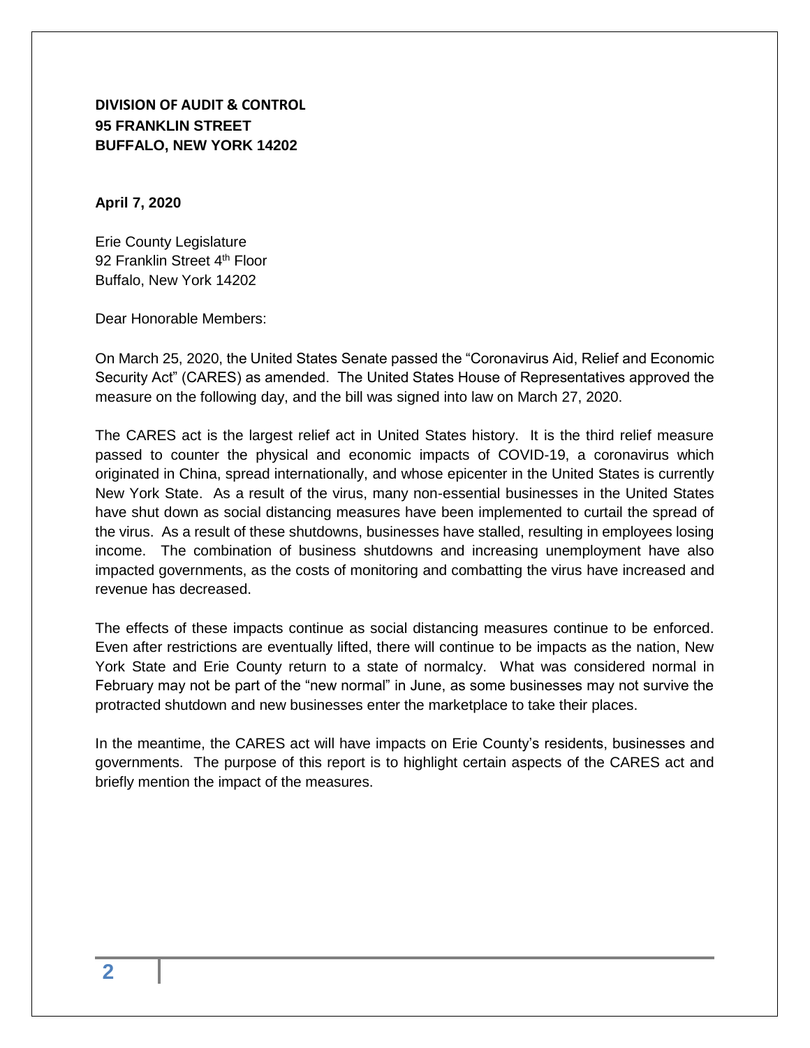**DIVISION OF AUDIT & CONTROL**
**95 FRANKLIN STREET**
**BUFFALO, NEW YORK 14202**

**April 7, 2020**

Erie County Legislature
92 Franklin Street 4th Floor
Buffalo, New York 14202

Dear Honorable Members:

On March 25, 2020, the United States Senate passed the "Coronavirus Aid, Relief and Economic Security Act" (CARES) as amended. The United States House of Representatives approved the measure on the following day, and the bill was signed into law on March 27, 2020.

The CARES act is the largest relief act in United States history. It is the third relief measure passed to counter the physical and economic impacts of COVID-19, a coronavirus which originated in China, spread internationally, and whose epicenter in the United States is currently New York State. As a result of the virus, many non-essential businesses in the United States have shut down as social distancing measures have been implemented to curtail the spread of the virus. As a result of these shutdowns, businesses have stalled, resulting in employees losing income. The combination of business shutdowns and increasing unemployment have also impacted governments, as the costs of monitoring and combatting the virus have increased and revenue has decreased.

The effects of these impacts continue as social distancing measures continue to be enforced. Even after restrictions are eventually lifted, there will continue to be impacts as the nation, New York State and Erie County return to a state of normalcy. What was considered normal in February may not be part of the "new normal" in June, as some businesses may not survive the protracted shutdown and new businesses enter the marketplace to take their places.

In the meantime, the CARES act will have impacts on Erie County's residents, businesses and governments. The purpose of this report is to highlight certain aspects of the CARES act and briefly mention the impact of the measures.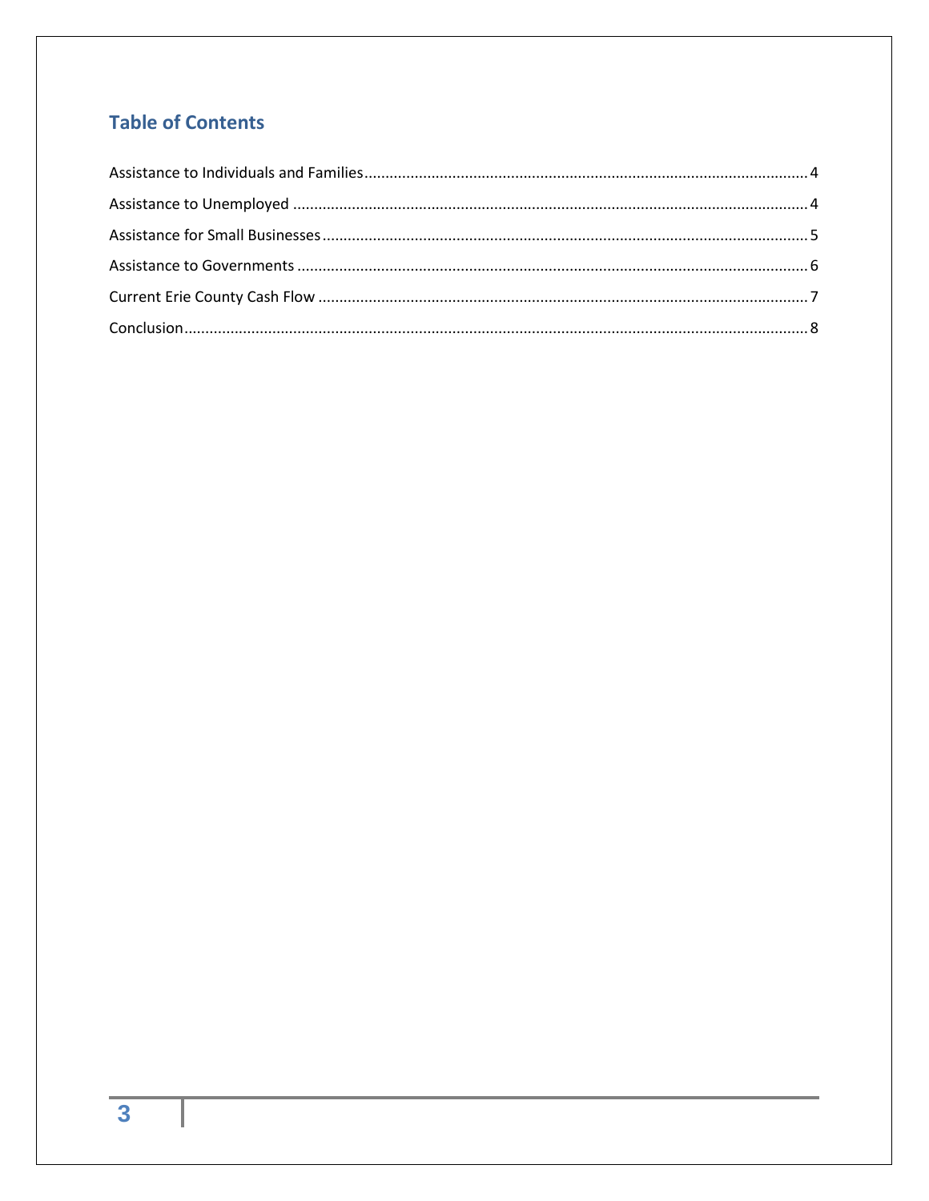## Table of Contents

Assistance to Individuals and Families .......... 4

Assistance to Unemployed .......... 4

Assistance for Small Businesses .......... 5

Assistance to Governments .......... 6

Current Erie County Cash Flow .......... 7

Conclusion .......... 8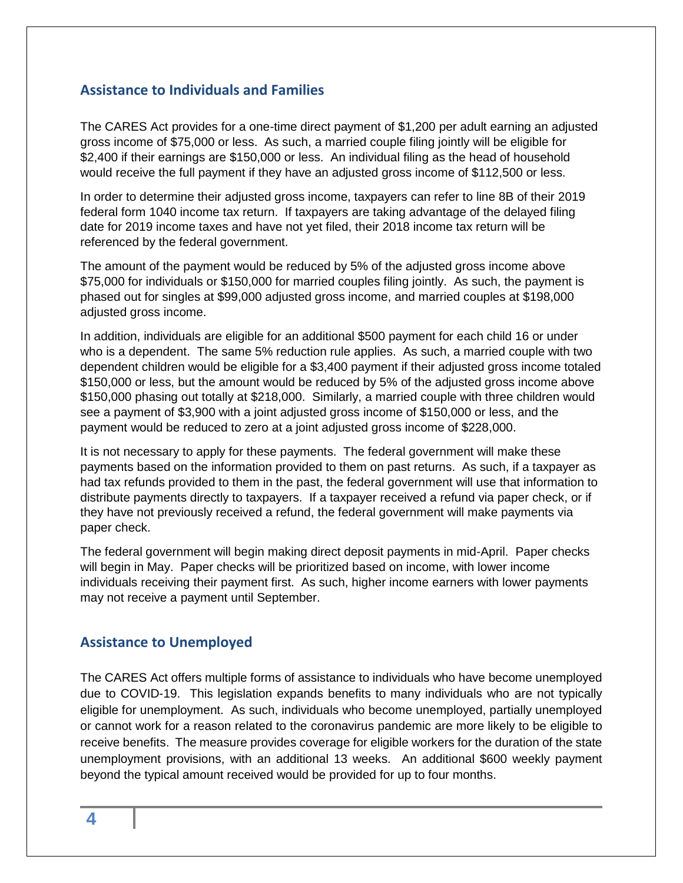## Assistance to Individuals and Families

The CARES Act provides for a one-time direct payment of $1,200 per adult earning an adjusted gross income of $75,000 or less. As such, a married couple filing jointly will be eligible for $2,400 if their earnings are $150,000 or less. An individual filing as the head of household would receive the full payment if they have an adjusted gross income of $112,500 or less.

In order to determine their adjusted gross income, taxpayers can refer to line 8B of their 2019 federal form 1040 income tax return. If taxpayers are taking advantage of the delayed filing date for 2019 income taxes and have not yet filed, their 2018 income tax return will be referenced by the federal government.

The amount of the payment would be reduced by 5% of the adjusted gross income above $75,000 for individuals or $150,000 for married couples filing jointly. As such, the payment is phased out for singles at $99,000 adjusted gross income, and married couples at $198,000 adjusted gross income.

In addition, individuals are eligible for an additional $500 payment for each child 16 or under who is a dependent. The same 5% reduction rule applies. As such, a married couple with two dependent children would be eligible for a $3,400 payment if their adjusted gross income totaled $150,000 or less, but the amount would be reduced by 5% of the adjusted gross income above $150,000 phasing out totally at $218,000. Similarly, a married couple with three children would see a payment of $3,900 with a joint adjusted gross income of $150,000 or less, and the payment would be reduced to zero at a joint adjusted gross income of $228,000.

It is not necessary to apply for these payments. The federal government will make these payments based on the information provided to them on past returns. As such, if a taxpayer as had tax refunds provided to them in the past, the federal government will use that information to distribute payments directly to taxpayers. If a taxpayer received a refund via paper check, or if they have not previously received a refund, the federal government will make payments via paper check.

The federal government will begin making direct deposit payments in mid-April. Paper checks will begin in May. Paper checks will be prioritized based on income, with lower income individuals receiving their payment first. As such, higher income earners with lower payments may not receive a payment until September.

## Assistance to Unemployed

The CARES Act offers multiple forms of assistance to individuals who have become unemployed due to COVID-19. This legislation expands benefits to many individuals who are not typically eligible for unemployment. As such, individuals who become unemployed, partially unemployed or cannot work for a reason related to the coronavirus pandemic are more likely to be eligible to receive benefits. The measure provides coverage for eligible workers for the duration of the state unemployment provisions, with an additional 13 weeks. An additional $600 weekly payment beyond the typical amount received would be provided for up to four months.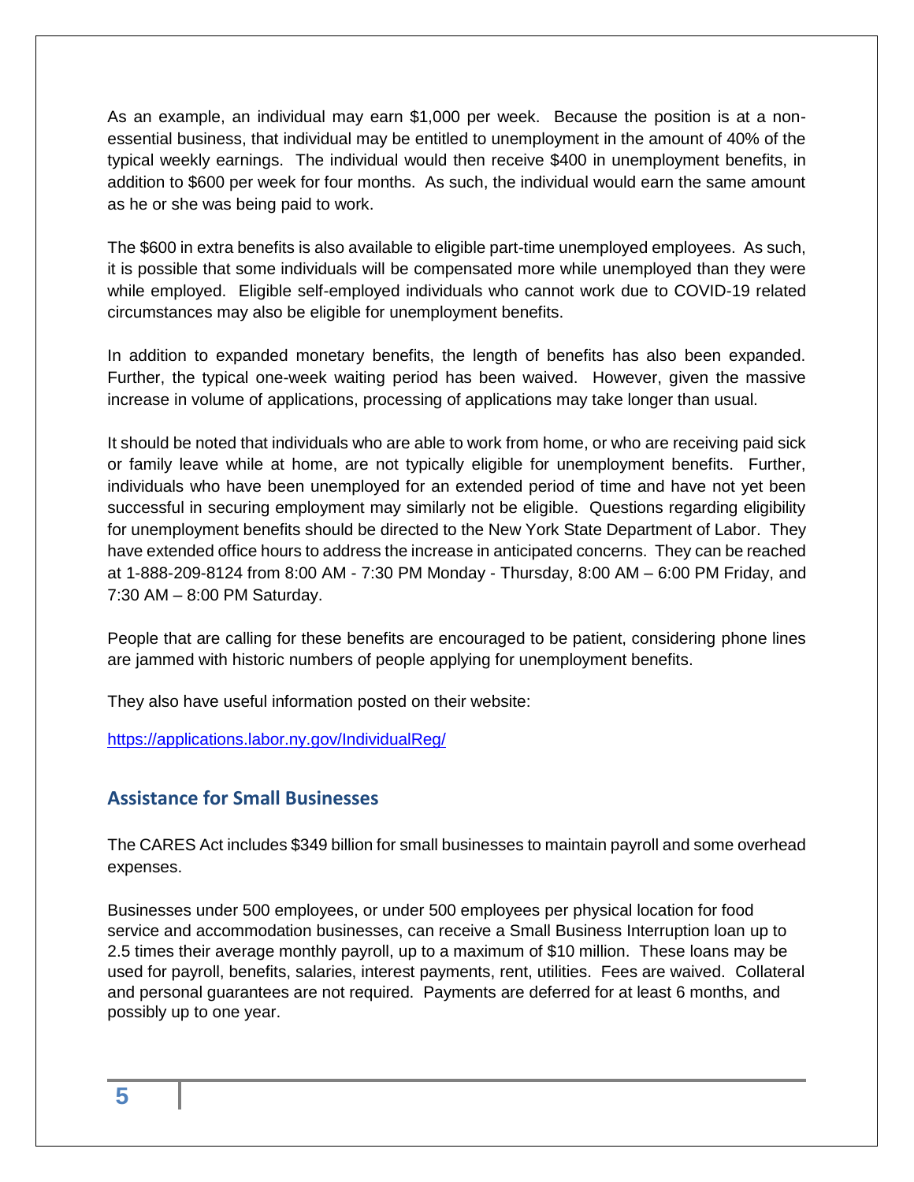As an example, an individual may earn $1,000 per week. Because the position is at a non-essential business, that individual may be entitled to unemployment in the amount of 40% of the typical weekly earnings. The individual would then receive $400 in unemployment benefits, in addition to $600 per week for four months. As such, the individual would earn the same amount as he or she was being paid to work.

The $600 in extra benefits is also available to eligible part-time unemployed employees. As such, it is possible that some individuals will be compensated more while unemployed than they were while employed. Eligible self-employed individuals who cannot work due to COVID-19 related circumstances may also be eligible for unemployment benefits.

In addition to expanded monetary benefits, the length of benefits has also been expanded. Further, the typical one-week waiting period has been waived. However, given the massive increase in volume of applications, processing of applications may take longer than usual.

It should be noted that individuals who are able to work from home, or who are receiving paid sick or family leave while at home, are not typically eligible for unemployment benefits. Further, individuals who have been unemployed for an extended period of time and have not yet been successful in securing employment may similarly not be eligible. Questions regarding eligibility for unemployment benefits should be directed to the New York State Department of Labor. They have extended office hours to address the increase in anticipated concerns. They can be reached at 1-888-209-8124 from 8:00 AM - 7:30 PM Monday - Thursday, 8:00 AM – 6:00 PM Friday, and 7:30 AM – 8:00 PM Saturday.

People that are calling for these benefits are encouraged to be patient, considering phone lines are jammed with historic numbers of people applying for unemployment benefits.

They also have useful information posted on their website:

https://applications.labor.ny.gov/IndividualReg/

## Assistance for Small Businesses

The CARES Act includes $349 billion for small businesses to maintain payroll and some overhead expenses.

Businesses under 500 employees, or under 500 employees per physical location for food service and accommodation businesses, can receive a Small Business Interruption loan up to 2.5 times their average monthly payroll, up to a maximum of $10 million. These loans may be used for payroll, benefits, salaries, interest payments, rent, utilities. Fees are waived. Collateral and personal guarantees are not required. Payments are deferred for at least 6 months, and possibly up to one year.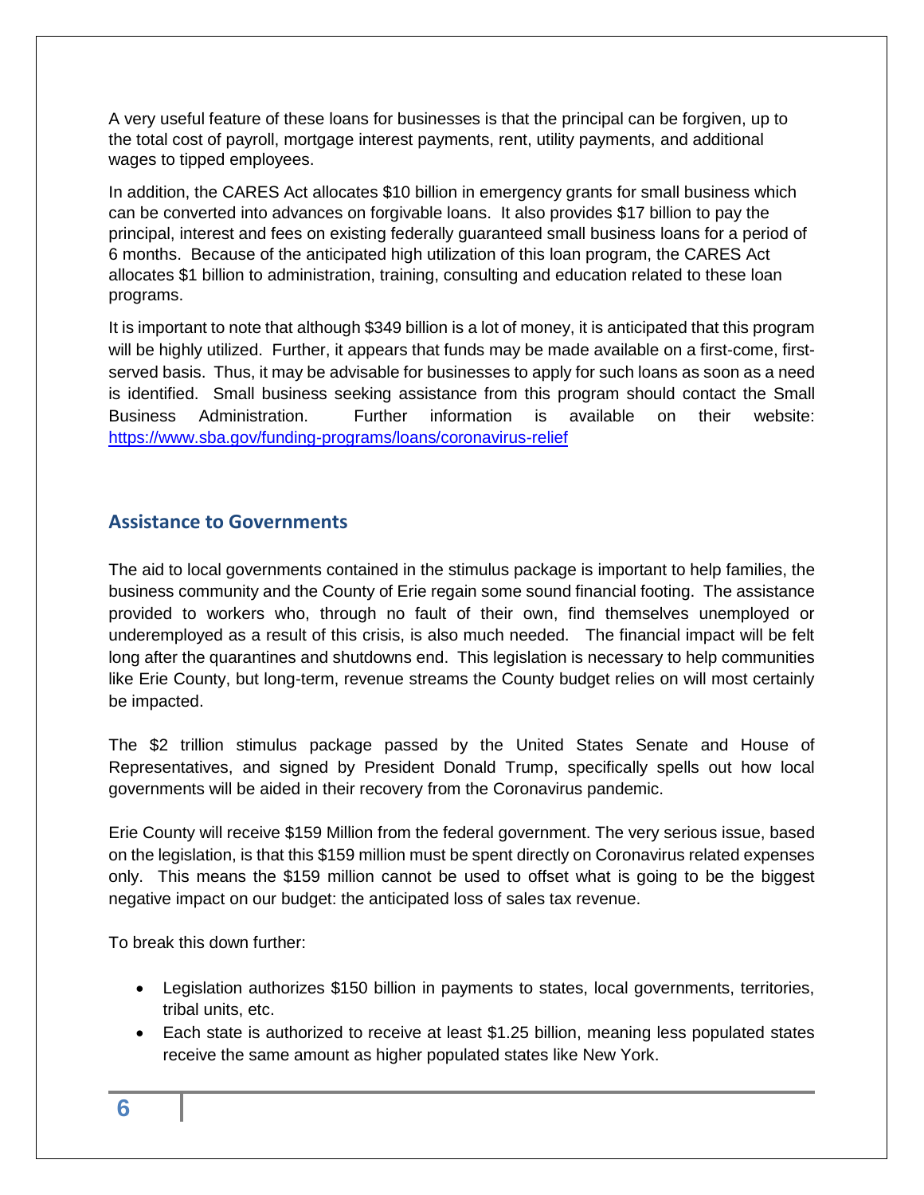A very useful feature of these loans for businesses is that the principal can be forgiven, up to the total cost of payroll, mortgage interest payments, rent, utility payments, and additional wages to tipped employees.

In addition, the CARES Act allocates $10 billion in emergency grants for small business which can be converted into advances on forgivable loans. It also provides $17 billion to pay the principal, interest and fees on existing federally guaranteed small business loans for a period of 6 months. Because of the anticipated high utilization of this loan program, the CARES Act allocates $1 billion to administration, training, consulting and education related to these loan programs.

It is important to note that although $349 billion is a lot of money, it is anticipated that this program will be highly utilized. Further, it appears that funds may be made available on a first-come, first-served basis. Thus, it may be advisable for businesses to apply for such loans as soon as a need is identified. Small business seeking assistance from this program should contact the Small Business Administration. Further information is available on their website: https://www.sba.gov/funding-programs/loans/coronavirus-relief

## Assistance to Governments

The aid to local governments contained in the stimulus package is important to help families, the business community and the County of Erie regain some sound financial footing. The assistance provided to workers who, through no fault of their own, find themselves unemployed or underemployed as a result of this crisis, is also much needed. The financial impact will be felt long after the quarantines and shutdowns end. This legislation is necessary to help communities like Erie County, but long-term, revenue streams the County budget relies on will most certainly be impacted.

The $2 trillion stimulus package passed by the United States Senate and House of Representatives, and signed by President Donald Trump, specifically spells out how local governments will be aided in their recovery from the Coronavirus pandemic.

Erie County will receive $159 Million from the federal government. The very serious issue, based on the legislation, is that this $159 million must be spent directly on Coronavirus related expenses only. This means the $159 million cannot be used to offset what is going to be the biggest negative impact on our budget: the anticipated loss of sales tax revenue.

To break this down further:

- Legislation authorizes $150 billion in payments to states, local governments, territories, tribal units, etc.
- Each state is authorized to receive at least $1.25 billion, meaning less populated states receive the same amount as higher populated states like New York.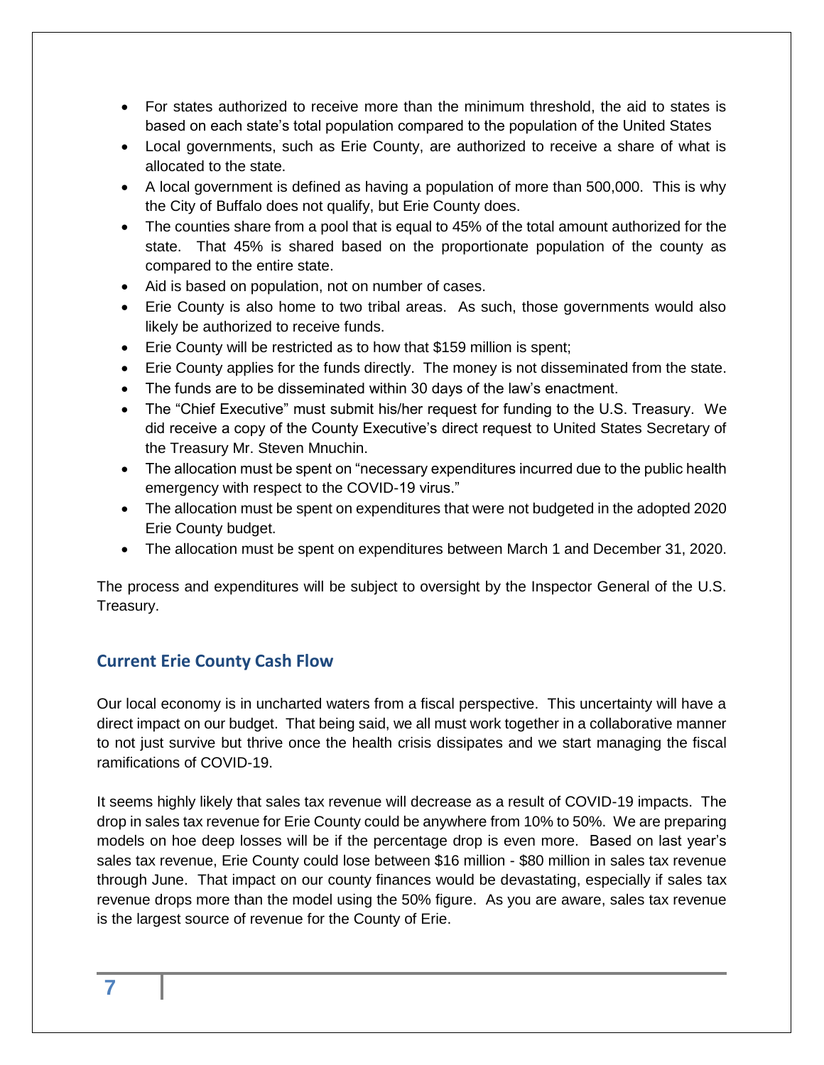- For states authorized to receive more than the minimum threshold, the aid to states is based on each state's total population compared to the population of the United States
- Local governments, such as Erie County, are authorized to receive a share of what is allocated to the state.
- A local government is defined as having a population of more than 500,000. This is why the City of Buffalo does not qualify, but Erie County does.
- The counties share from a pool that is equal to 45% of the total amount authorized for the state. That 45% is shared based on the proportionate population of the county as compared to the entire state.
- Aid is based on population, not on number of cases.
- Erie County is also home to two tribal areas. As such, those governments would also likely be authorized to receive funds.
- Erie County will be restricted as to how that $159 million is spent;
- Erie County applies for the funds directly. The money is not disseminated from the state.
- The funds are to be disseminated within 30 days of the law's enactment.
- The "Chief Executive" must submit his/her request for funding to the U.S. Treasury. We did receive a copy of the County Executive's direct request to United States Secretary of the Treasury Mr. Steven Mnuchin.
- The allocation must be spent on "necessary expenditures incurred due to the public health emergency with respect to the COVID-19 virus."
- The allocation must be spent on expenditures that were not budgeted in the adopted 2020 Erie County budget.
- The allocation must be spent on expenditures between March 1 and December 31, 2020.

The process and expenditures will be subject to oversight by the Inspector General of the U.S. Treasury.

## Current Erie County Cash Flow

Our local economy is in uncharted waters from a fiscal perspective. This uncertainty will have a direct impact on our budget. That being said, we all must work together in a collaborative manner to not just survive but thrive once the health crisis dissipates and we start managing the fiscal ramifications of COVID-19.

It seems highly likely that sales tax revenue will decrease as a result of COVID-19 impacts. The drop in sales tax revenue for Erie County could be anywhere from 10% to 50%. We are preparing models on hoe deep losses will be if the percentage drop is even more. Based on last year's sales tax revenue, Erie County could lose between $16 million - $80 million in sales tax revenue through June. That impact on our county finances would be devastating, especially if sales tax revenue drops more than the model using the 50% figure. As you are aware, sales tax revenue is the largest source of revenue for the County of Erie.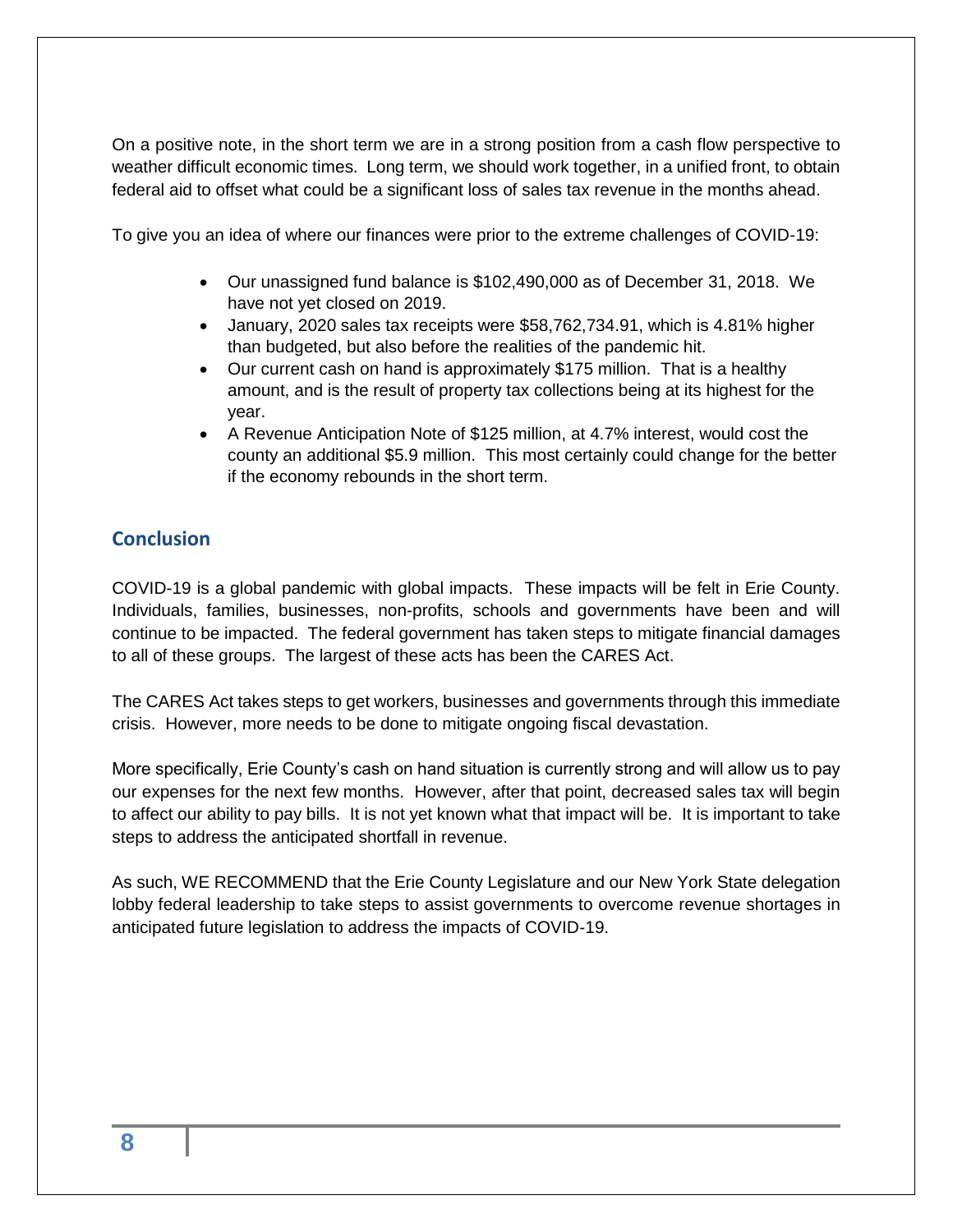On a positive note, in the short term we are in a strong position from a cash flow perspective to weather difficult economic times. Long term, we should work together, in a unified front, to obtain federal aid to offset what could be a significant loss of sales tax revenue in the months ahead.

To give you an idea of where our finances were prior to the extreme challenges of COVID-19:

- Our unassigned fund balance is $102,490,000 as of December 31, 2018. We have not yet closed on 2019.
- January, 2020 sales tax receipts were $58,762,734.91, which is 4.81% higher than budgeted, but also before the realities of the pandemic hit.
- Our current cash on hand is approximately $175 million. That is a healthy amount, and is the result of property tax collections being at its highest for the year.
- A Revenue Anticipation Note of $125 million, at 4.7% interest, would cost the county an additional $5.9 million. This most certainly could change for the better if the economy rebounds in the short term.

## Conclusion

COVID-19 is a global pandemic with global impacts. These impacts will be felt in Erie County. Individuals, families, businesses, non-profits, schools and governments have been and will continue to be impacted. The federal government has taken steps to mitigate financial damages to all of these groups. The largest of these acts has been the CARES Act.

The CARES Act takes steps to get workers, businesses and governments through this immediate crisis. However, more needs to be done to mitigate ongoing fiscal devastation.

More specifically, Erie County's cash on hand situation is currently strong and will allow us to pay our expenses for the next few months. However, after that point, decreased sales tax will begin to affect our ability to pay bills. It is not yet known what that impact will be. It is important to take steps to address the anticipated shortfall in revenue.

As such, WE RECOMMEND that the Erie County Legislature and our New York State delegation lobby federal leadership to take steps to assist governments to overcome revenue shortages in anticipated future legislation to address the impacts of COVID-19.